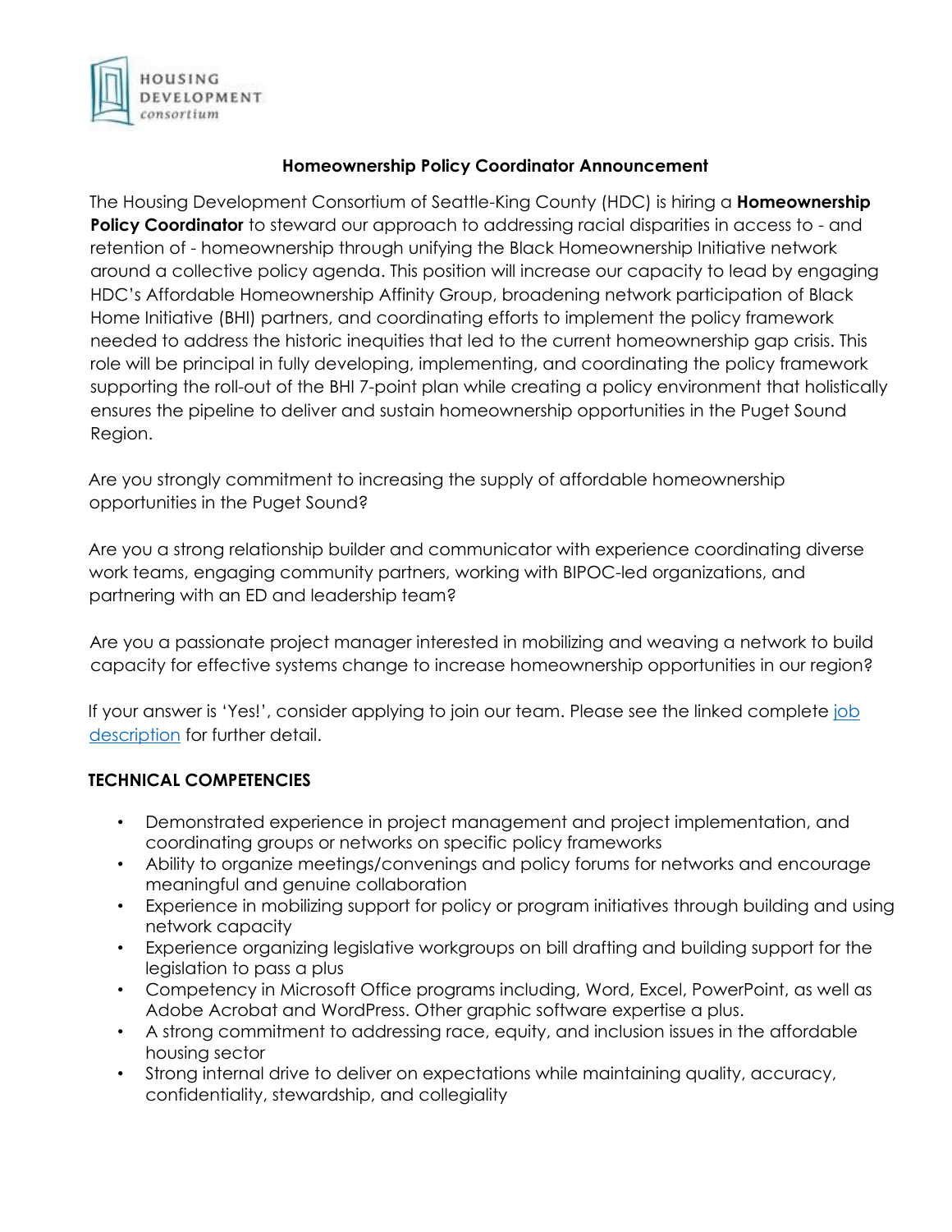HOUSING DEVELOPMENT consortium

**Homeownership Policy Coordinator Announcement**

The Housing Development Consortium of Seattle-King County (HDC) is hiring a **Homeownership Policy Coordinator** to steward our approach to addressing racial disparities in access to - and retention of - homeownership through unifying the Black Homeownership Initiative network around a collective policy agenda. This position will increase our capacity to lead by engaging HDC's Affordable Homeownership Affinity Group, broadening network participation of Black Home Initiative (BHI) partners, and coordinating efforts to implement the policy framework needed to address the historic inequities that led to the current homeownership gap crisis. This role will be principal in fully developing, implementing, and coordinating the policy framework supporting the roll-out of the BHI 7-point plan while creating a policy environment that holistically ensures the pipeline to deliver and sustain homeownership opportunities in the Puget Sound Region.

Are you strongly commitment to increasing the supply of affordable homeownership opportunities in the Puget Sound?

Are you a strong relationship builder and communicator with experience coordinating diverse work teams, engaging community partners, working with BIPOC-led organizations, and partnering with an ED and leadership team?

Are you a passionate project manager interested in mobilizing and weaving a network to build capacity for effective systems change to increase homeownership opportunities in our region?

If your answer is 'Yes!', consider applying to join our team. Please see the linked complete job description for further detail.

**TECHNICAL COMPETENCIES**

- Demonstrated experience in project management and project implementation, and coordinating groups or networks on specific policy frameworks
- Ability to organize meetings/convenings and policy forums for networks and encourage meaningful and genuine collaboration
- Experience in mobilizing support for policy or program initiatives through building and using network capacity
- Experience organizing legislative workgroups on bill drafting and building support for the legislation to pass a plus
- Competency in Microsoft Office programs including, Word, Excel, PowerPoint, as well as Adobe Acrobat and WordPress. Other graphic software expertise a plus.
- A strong commitment to addressing race, equity, and inclusion issues in the affordable housing sector
- Strong internal drive to deliver on expectations while maintaining quality, accuracy, confidentiality, stewardship, and collegiality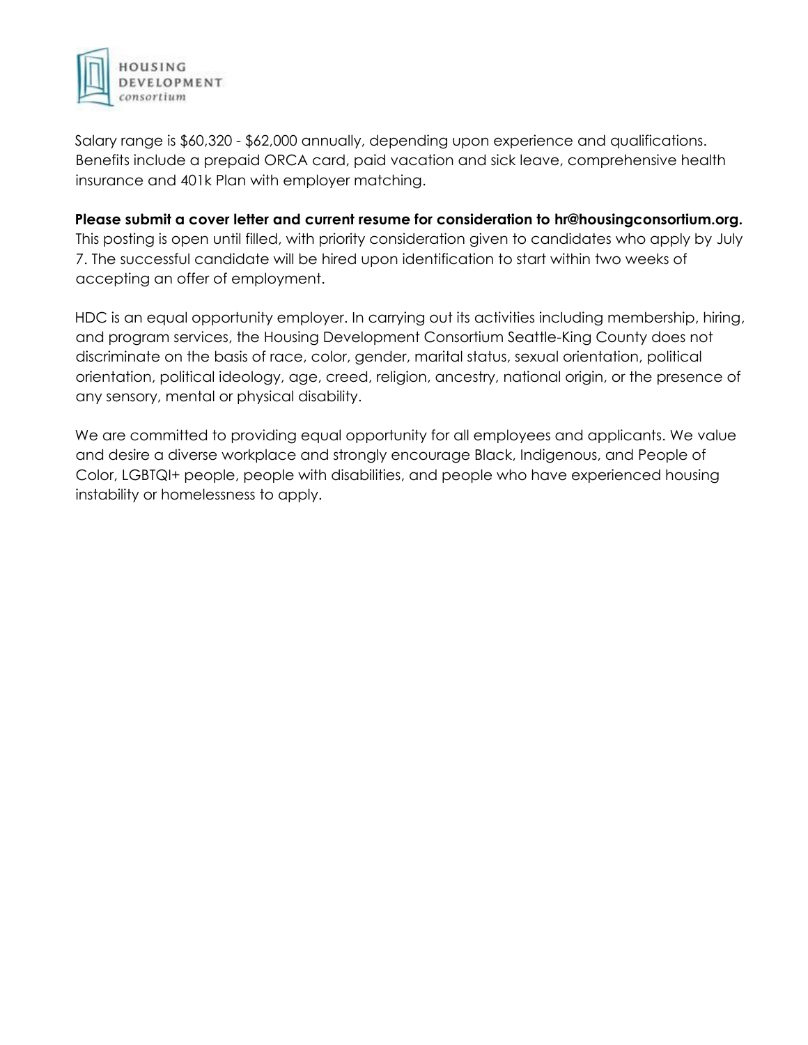Salary range is $60,320 - $62,000 annually, depending upon experience and qualifications. Benefits include a prepaid ORCA card, paid vacation and sick leave, comprehensive health insurance and 401k Plan with employer matching.

**Please submit a cover letter and current resume for consideration to hr@housingconsortium.org.** This posting is open until filled, with priority consideration given to candidates who apply by July 7. The successful candidate will be hired upon identification to start within two weeks of accepting an offer of employment.

HDC is an equal opportunity employer. In carrying out its activities including membership, hiring, and program services, the Housing Development Consortium Seattle-King County does not discriminate on the basis of race, color, gender, marital status, sexual orientation, political orientation, political ideology, age, creed, religion, ancestry, national origin, or the presence of any sensory, mental or physical disability.

We are committed to providing equal opportunity for all employees and applicants. We value and desire a diverse workplace and strongly encourage Black, Indigenous, and People of Color, LGBTQI+ people, people with disabilities, and people who have experienced housing instability or homelessness to apply.